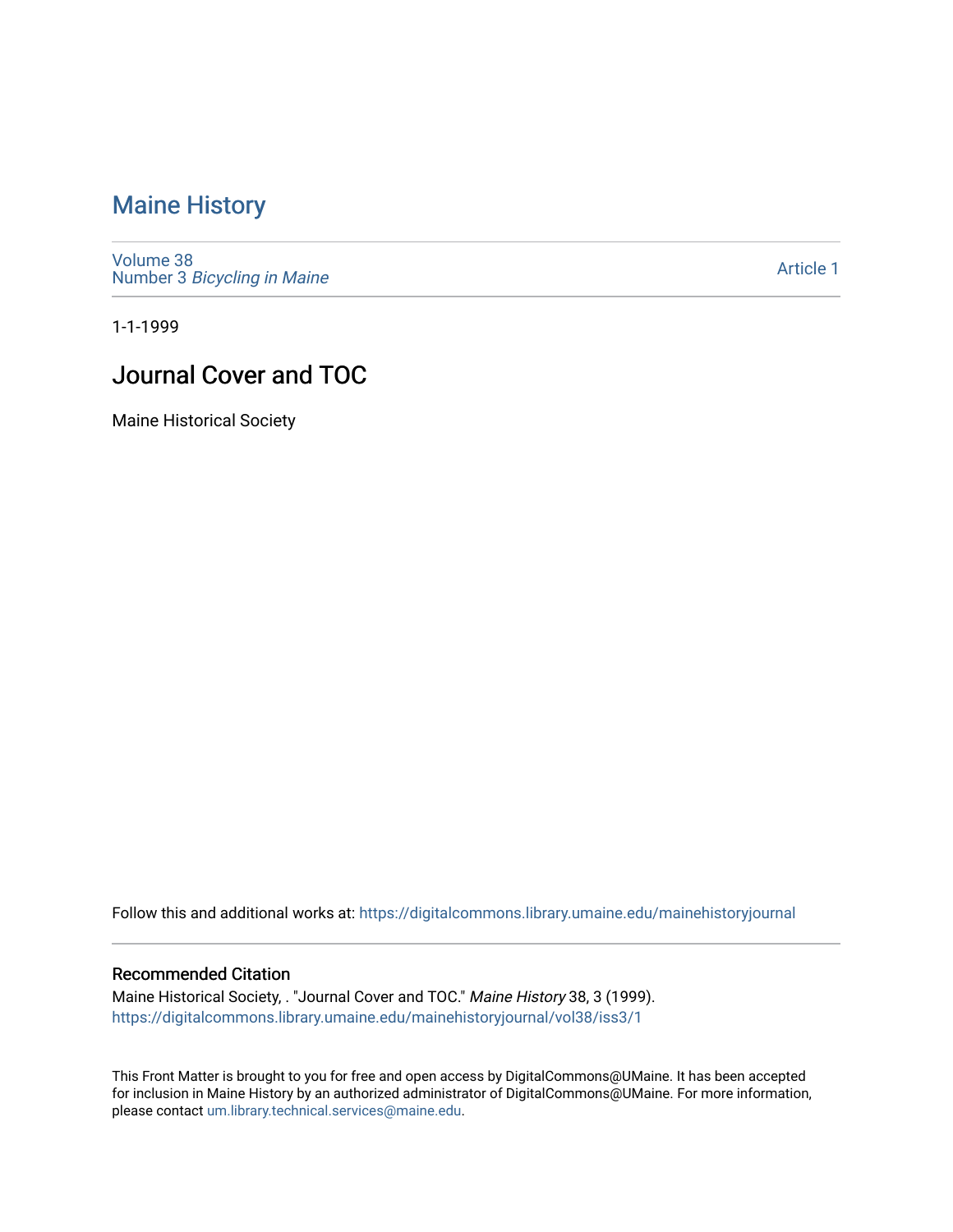# Maine History

Volume 38
Number 3 *Bicycling in Maine*

Article 1

1-1-1999

## Journal Cover and TOC

Maine Historical Society

Follow this and additional works at: https://digitalcommons.library.umaine.edu/mainehistoryjournal

### Recommended Citation

Maine Historical Society, . "Journal Cover and TOC." *Maine History* 38, 3 (1999).
https://digitalcommons.library.umaine.edu/mainehistoryjournal/vol38/iss3/1

This Front Matter is brought to you for free and open access by DigitalCommons@UMaine. It has been accepted for inclusion in Maine History by an authorized administrator of DigitalCommons@UMaine. For more information, please contact um.library.technical.services@maine.edu.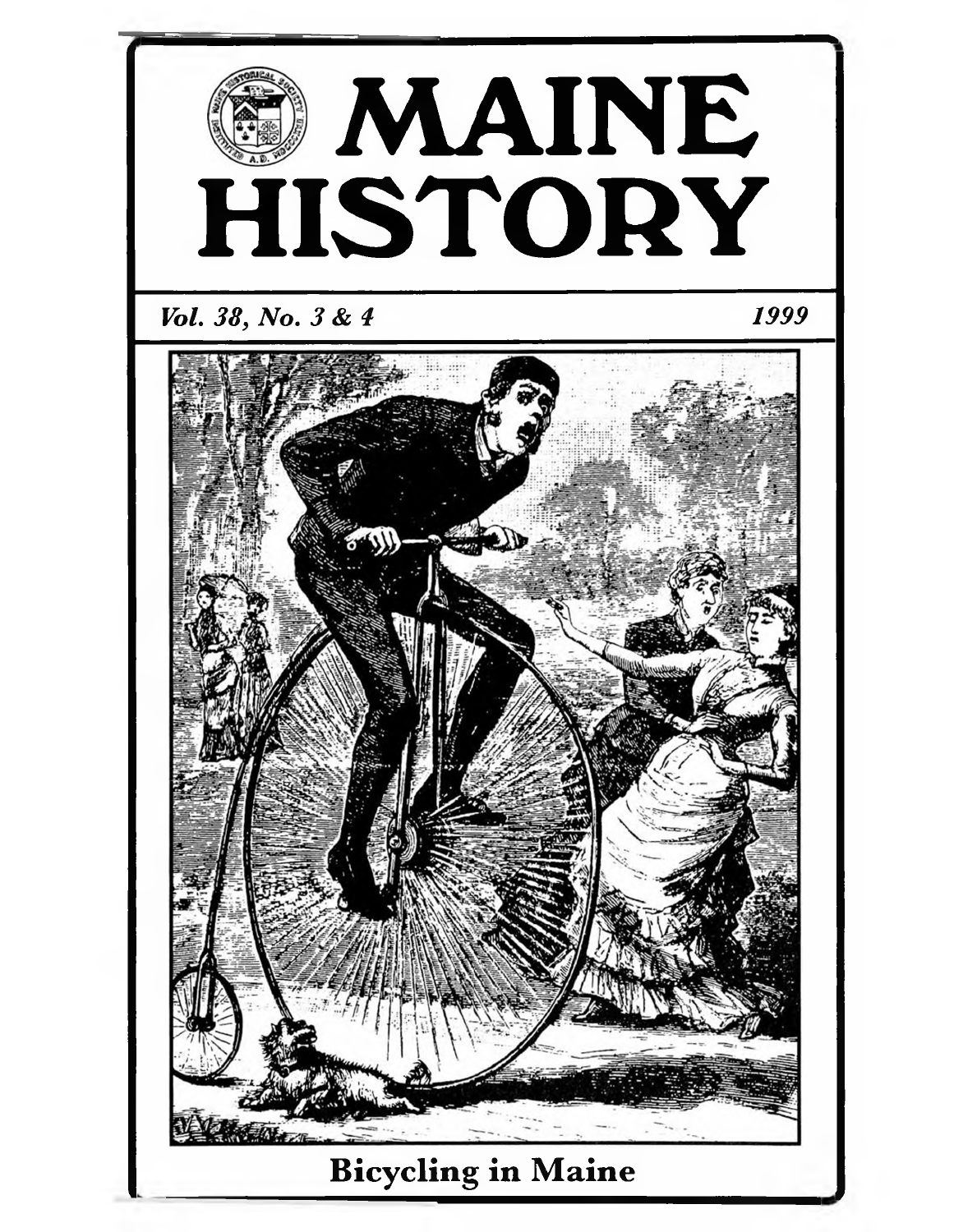# MAINE HISTORY

*Vol. 38, No. 3 & 4* *1999*

**Bicycling in Maine**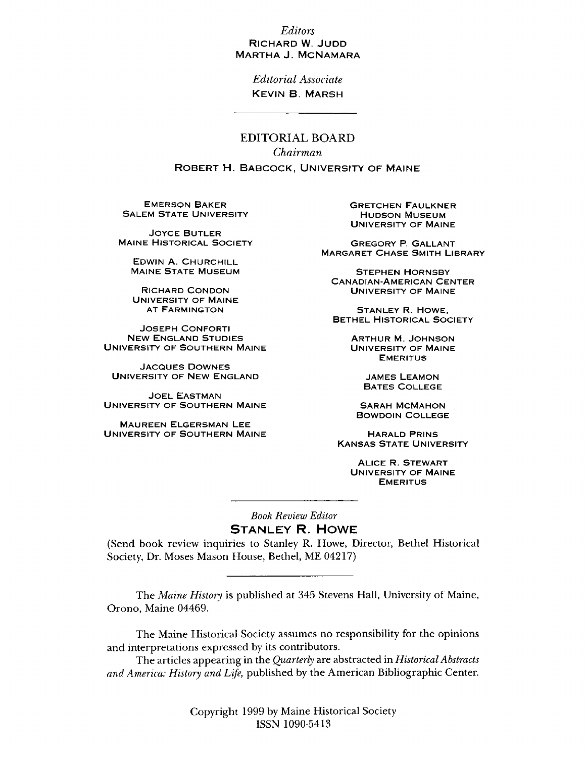*Editors*
**RICHARD W. JUDD**
**MARTHA J. MCNAMARA**

*Editorial Associate*
**KEVIN B. MARSH**

---

## EDITORIAL BOARD

*Chairman*
**ROBERT H. BABCOCK, UNIVERSITY OF MAINE**

EMERSON BAKER
SALEM STATE UNIVERSITY

JOYCE BUTLER
MAINE HISTORICAL SOCIETY

EDWIN A. CHURCHILL
MAINE STATE MUSEUM

RICHARD CONDON
UNIVERSITY OF MAINE
AT FARMINGTON

JOSEPH CONFORTI
NEW ENGLAND STUDIES
UNIVERSITY OF SOUTHERN MAINE

JACQUES DOWNES
UNIVERSITY OF NEW ENGLAND

JOEL EASTMAN
UNIVERSITY OF SOUTHERN MAINE

MAUREEN ELGERSMAN LEE
UNIVERSITY OF SOUTHERN MAINE

GRETCHEN FAULKNER
HUDSON MUSEUM
UNIVERSITY OF MAINE

GREGORY P. GALLANT
MARGARET CHASE SMITH LIBRARY

STEPHEN HORNSBY
CANADIAN-AMERICAN CENTER
UNIVERSITY OF MAINE

STANLEY R. HOWE,
BETHEL HISTORICAL SOCIETY

ARTHUR M. JOHNSON
UNIVERSITY OF MAINE
EMERITUS

JAMES LEAMON
BATES COLLEGE

SARAH MCMAHON
BOWDOIN COLLEGE

HARALD PRINS
KANSAS STATE UNIVERSITY

ALICE R. STEWART
UNIVERSITY OF MAINE
EMERITUS

---

*Book Review Editor*
**STANLEY R. HOWE**

(Send book review inquiries to Stanley R. Howe, Director, Bethel Historical Society, Dr. Moses Mason House, Bethel, ME 04217)

---

The *Maine History* is published at 345 Stevens Hall, University of Maine, Orono, Maine 04469.

The Maine Historical Society assumes no responsibility for the opinions and interpretations expressed by its contributors.

The articles appearing in the *Quarterly* are abstracted in *Historical Abstracts and America: History and Life*, published by the American Bibliographic Center.

Copyright 1999 by Maine Historical Society
ISSN 1090-5413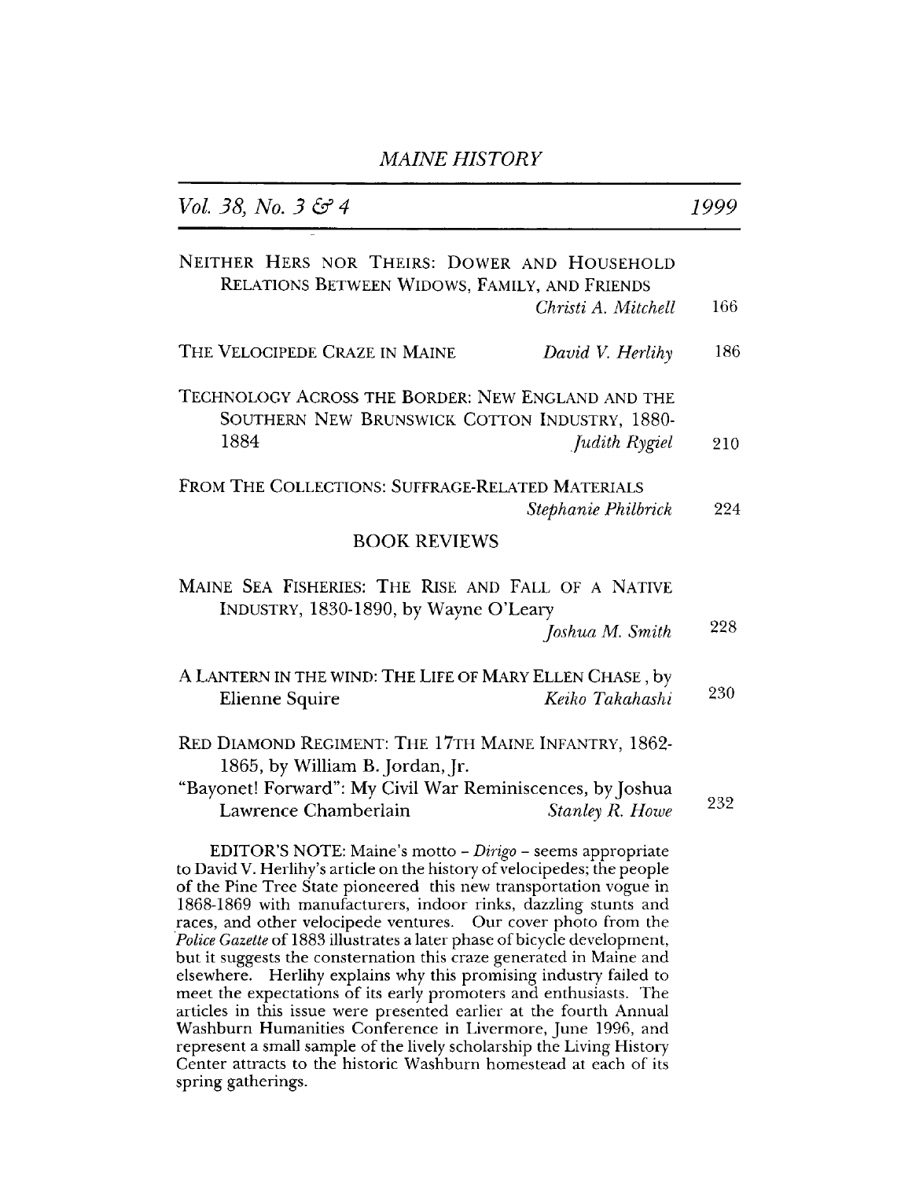# *MAINE HISTORY*

*Vol. 38, No. 3 & 4* — *1999*

| | | |
|---|---|---|
| NEITHER HERS NOR THEIRS: DOWER AND HOUSEHOLD RELATIONS BETWEEN WIDOWS, FAMILY, AND FRIENDS | *Christi A. Mitchell* | 166 |
| THE VELOCIPEDE CRAZE IN MAINE | *David V. Herlihy* | 186 |
| TECHNOLOGY ACROSS THE BORDER: NEW ENGLAND AND THE SOUTHERN NEW BRUNSWICK COTTON INDUSTRY, 1880-1884 | *Judith Rygiel* | 210 |
| FROM THE COLLECTIONS: SUFFRAGE-RELATED MATERIALS | *Stephanie Philbrick* | 224 |

## BOOK REVIEWS

| | | |
|---|---|---|
| MAINE SEA FISHERIES: THE RISE AND FALL OF A NATIVE INDUSTRY, 1830-1890, by Wayne O'Leary | *Joshua M. Smith* | 228 |
| A LANTERN IN THE WIND: THE LIFE OF MARY ELLEN CHASE, by Elienne Squire | *Keiko Takahashi* | 230 |
| RED DIAMOND REGIMENT: THE 17TH MAINE INFANTRY, 1862-1865, by William B. Jordan, Jr. "Bayonet! Forward": My Civil War Reminiscences, by Joshua Lawrence Chamberlain | *Stanley R. Howe* | 232 |

EDITOR'S NOTE: Maine's motto – *Dirigo* – seems appropriate to David V. Herlihy's article on the history of velocipedes; the people of the Pine Tree State pioneered this new transportation vogue in 1868-1869 with manufacturers, indoor rinks, dazzling stunts and races, and other velocipede ventures. Our cover photo from the *Police Gazette* of 1883 illustrates a later phase of bicycle development, but it suggests the consternation this craze generated in Maine and elsewhere. Herlihy explains why this promising industry failed to meet the expectations of its early promoters and enthusiasts. The articles in this issue were presented earlier at the fourth Annual Washburn Humanities Conference in Livermore, June 1996, and represent a small sample of the lively scholarship the Living History Center attracts to the historic Washburn homestead at each of its spring gatherings.